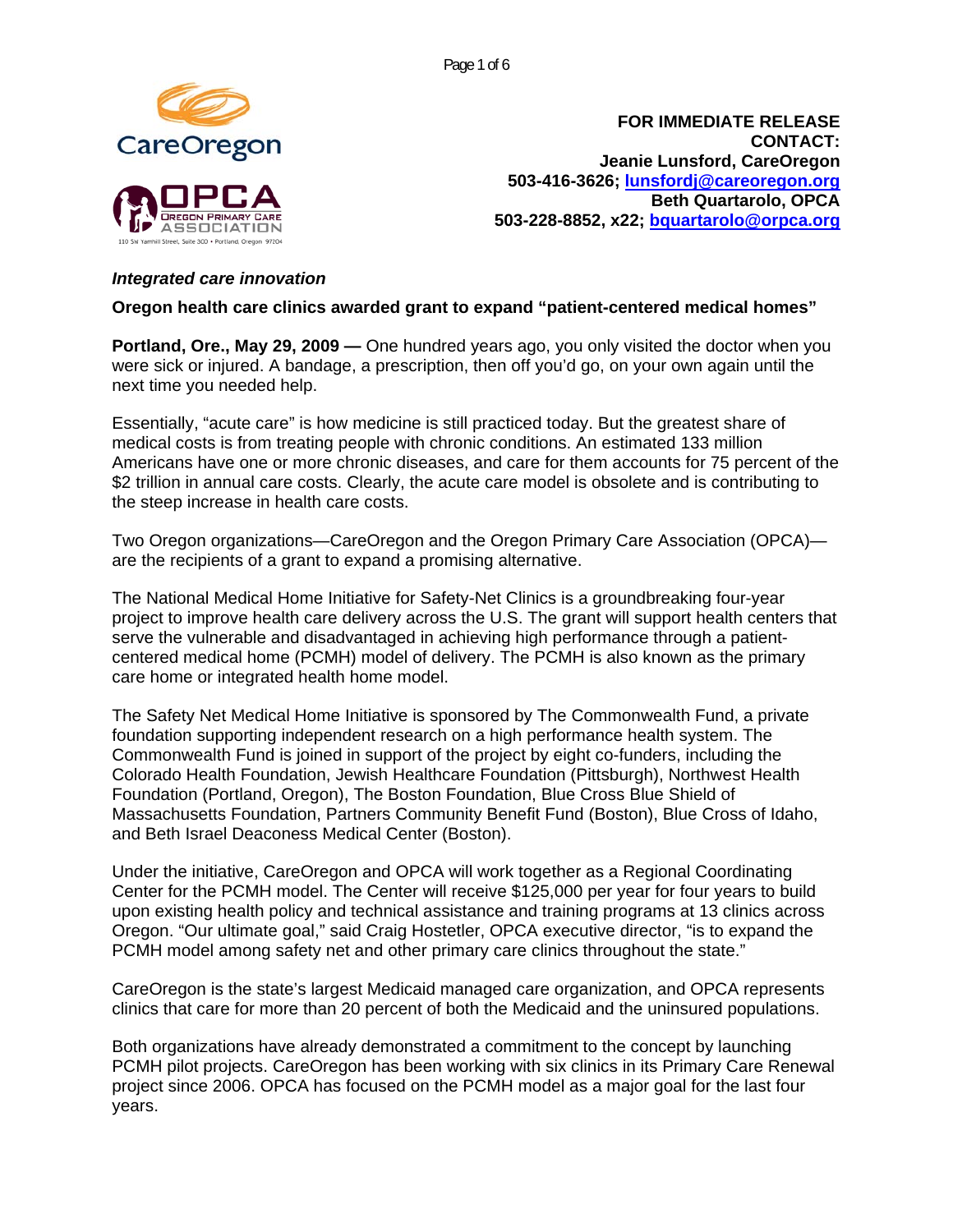CareOregon

OPCA
OREGON PRIMARY CARE ASSOCIATION
110 SW Yamhill Street, Suite 300 • Portland, Oregon 97204

**FOR IMMEDIATE RELEASE**
**CONTACT:**
**Jeanie Lunsford, CareOregon**
**503-416-3626; lunsfordj@careoregon.org**
**Beth Quartarolo, OPCA**
**503-228-8852, x22; bquartarolo@orpca.org**

***Integrated care innovation***

**Oregon health care clinics awarded grant to expand "patient-centered medical homes"**

**Portland, Ore., May 29, 2009 —** One hundred years ago, you only visited the doctor when you were sick or injured. A bandage, a prescription, then off you'd go, on your own again until the next time you needed help.

Essentially, "acute care" is how medicine is still practiced today. But the greatest share of medical costs is from treating people with chronic conditions. An estimated 133 million Americans have one or more chronic diseases, and care for them accounts for 75 percent of the $2 trillion in annual care costs. Clearly, the acute care model is obsolete and is contributing to the steep increase in health care costs.

Two Oregon organizations—CareOregon and the Oregon Primary Care Association (OPCA)—are the recipients of a grant to expand a promising alternative.

The National Medical Home Initiative for Safety-Net Clinics is a groundbreaking four-year project to improve health care delivery across the U.S. The grant will support health centers that serve the vulnerable and disadvantaged in achieving high performance through a patient-centered medical home (PCMH) model of delivery. The PCMH is also known as the primary care home or integrated health home model.

The Safety Net Medical Home Initiative is sponsored by The Commonwealth Fund, a private foundation supporting independent research on a high performance health system. The Commonwealth Fund is joined in support of the project by eight co-funders, including the Colorado Health Foundation, Jewish Healthcare Foundation (Pittsburgh), Northwest Health Foundation (Portland, Oregon), The Boston Foundation, Blue Cross Blue Shield of Massachusetts Foundation, Partners Community Benefit Fund (Boston), Blue Cross of Idaho, and Beth Israel Deaconess Medical Center (Boston).

Under the initiative, CareOregon and OPCA will work together as a Regional Coordinating Center for the PCMH model. The Center will receive $125,000 per year for four years to build upon existing health policy and technical assistance and training programs at 13 clinics across Oregon. "Our ultimate goal," said Craig Hostetler, OPCA executive director, "is to expand the PCMH model among safety net and other primary care clinics throughout the state."

CareOregon is the state's largest Medicaid managed care organization, and OPCA represents clinics that care for more than 20 percent of both the Medicaid and the uninsured populations.

Both organizations have already demonstrated a commitment to the concept by launching PCMH pilot projects. CareOregon has been working with six clinics in its Primary Care Renewal project since 2006. OPCA has focused on the PCMH model as a major goal for the last four years.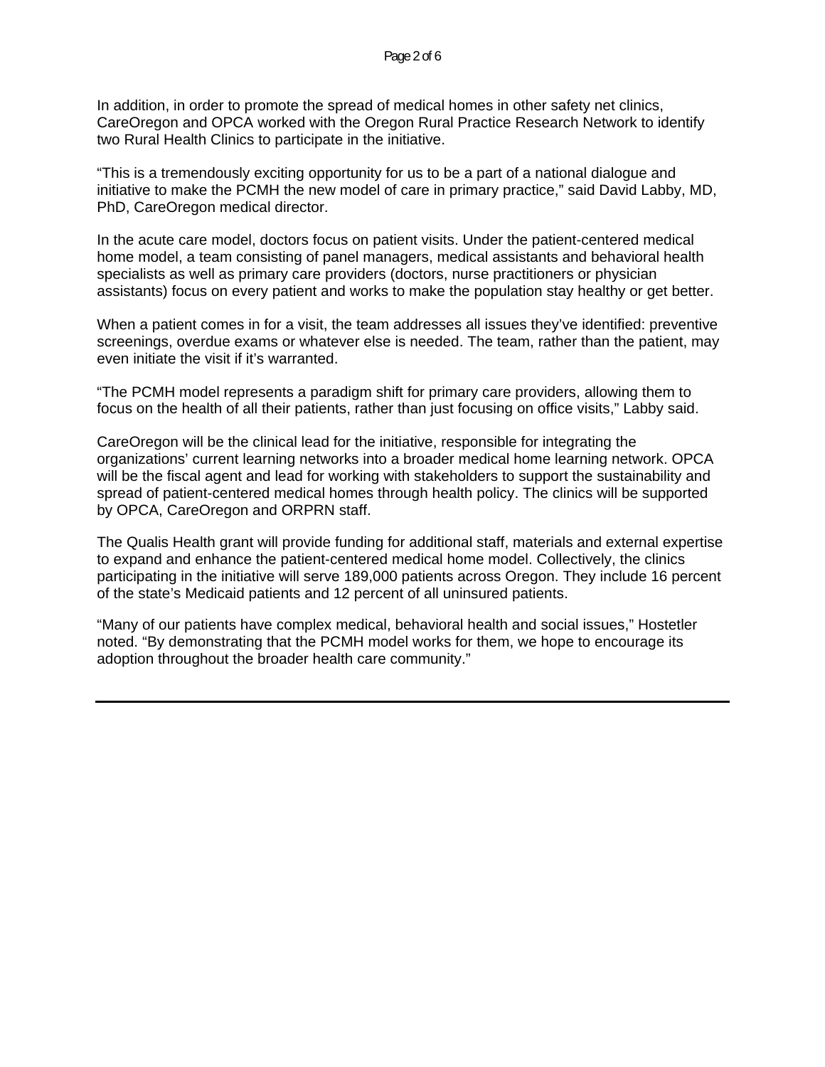In addition, in order to promote the spread of medical homes in other safety net clinics, CareOregon and OPCA worked with the Oregon Rural Practice Research Network to identify two Rural Health Clinics to participate in the initiative.

"This is a tremendously exciting opportunity for us to be a part of a national dialogue and initiative to make the PCMH the new model of care in primary practice," said David Labby, MD, PhD, CareOregon medical director.

In the acute care model, doctors focus on patient visits. Under the patient-centered medical home model, a team consisting of panel managers, medical assistants and behavioral health specialists as well as primary care providers (doctors, nurse practitioners or physician assistants) focus on every patient and works to make the population stay healthy or get better.

When a patient comes in for a visit, the team addresses all issues they've identified: preventive screenings, overdue exams or whatever else is needed. The team, rather than the patient, may even initiate the visit if it's warranted.

"The PCMH model represents a paradigm shift for primary care providers, allowing them to focus on the health of all their patients, rather than just focusing on office visits," Labby said.

CareOregon will be the clinical lead for the initiative, responsible for integrating the organizations' current learning networks into a broader medical home learning network. OPCA will be the fiscal agent and lead for working with stakeholders to support the sustainability and spread of patient-centered medical homes through health policy. The clinics will be supported by OPCA, CareOregon and ORPRN staff.

The Qualis Health grant will provide funding for additional staff, materials and external expertise to expand and enhance the patient-centered medical home model. Collectively, the clinics participating in the initiative will serve 189,000 patients across Oregon. They include 16 percent of the state's Medicaid patients and 12 percent of all uninsured patients.

"Many of our patients have complex medical, behavioral health and social issues," Hostetler noted. "By demonstrating that the PCMH model works for them, we hope to encourage its adoption throughout the broader health care community."

---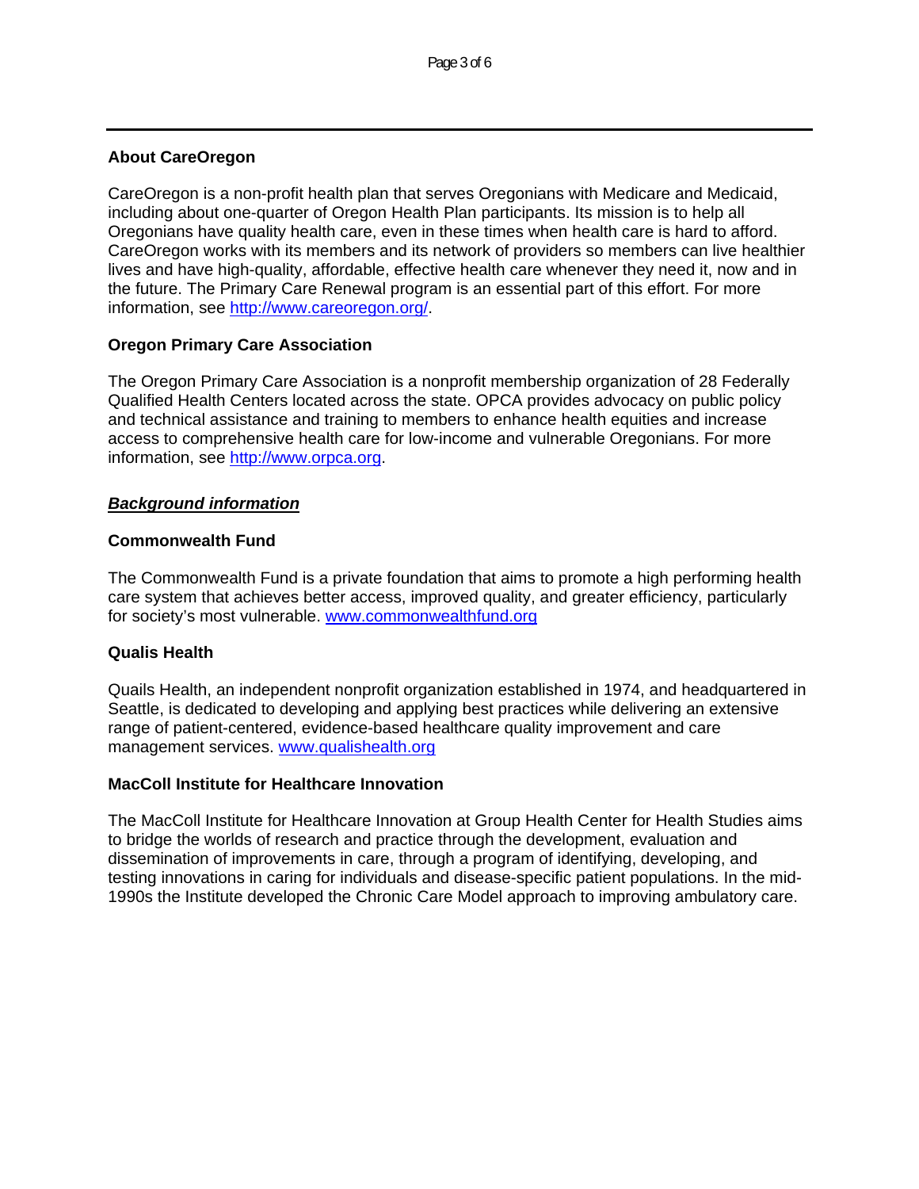**About CareOregon**

CareOregon is a non-profit health plan that serves Oregonians with Medicare and Medicaid, including about one-quarter of Oregon Health Plan participants. Its mission is to help all Oregonians have quality health care, even in these times when health care is hard to afford. CareOregon works with its members and its network of providers so members can live healthier lives and have high-quality, affordable, effective health care whenever they need it, now and in the future. The Primary Care Renewal program is an essential part of this effort. For more information, see [http://www.careoregon.org/](http://www.careoregon.org/).

**Oregon Primary Care Association**

The Oregon Primary Care Association is a nonprofit membership organization of 28 Federally Qualified Health Centers located across the state. OPCA provides advocacy on public policy and technical assistance and training to members to enhance health equities and increase access to comprehensive health care for low-income and vulnerable Oregonians. For more information, see [http://www.orpca.org](http://www.orpca.org).

***Background information***

**Commonwealth Fund**

The Commonwealth Fund is a private foundation that aims to promote a high performing health care system that achieves better access, improved quality, and greater efficiency, particularly for society's most vulnerable. [www.commonwealthfund.org](http://www.commonwealthfund.org)

**Qualis Health**

Quails Health, an independent nonprofit organization established in 1974, and headquartered in Seattle, is dedicated to developing and applying best practices while delivering an extensive range of patient-centered, evidence-based healthcare quality improvement and care management services. [www.qualishealth.org](http://www.qualishealth.org)

**MacColl Institute for Healthcare Innovation**

The MacColl Institute for Healthcare Innovation at Group Health Center for Health Studies aims to bridge the worlds of research and practice through the development, evaluation and dissemination of improvements in care, through a program of identifying, developing, and testing innovations in caring for individuals and disease-specific patient populations. In the mid-1990s the Institute developed the Chronic Care Model approach to improving ambulatory care.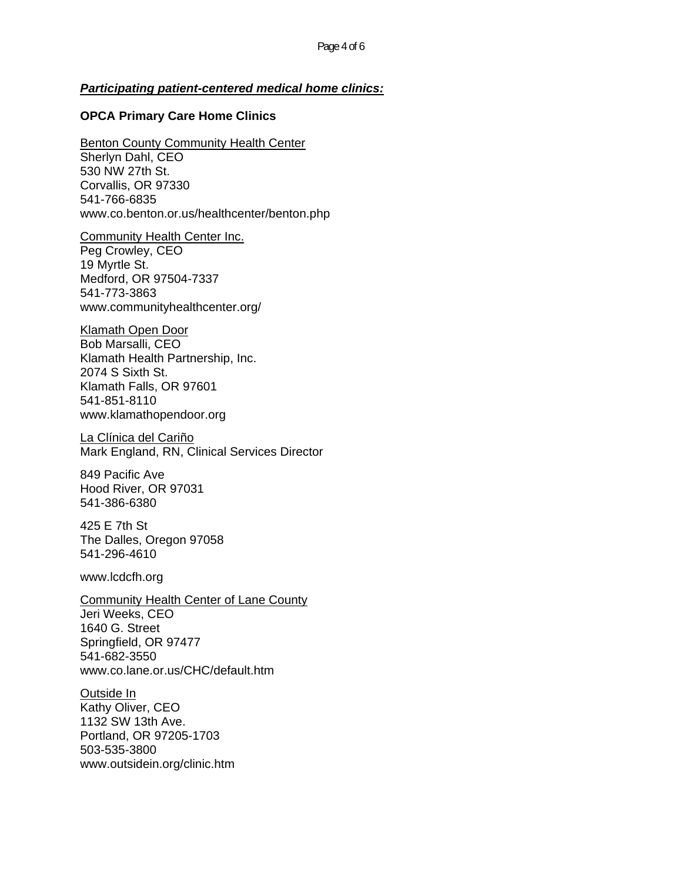***Participating patient-centered medical home clinics:***

**OPCA Primary Care Home Clinics**

Benton County Community Health Center
Sherlyn Dahl, CEO
530 NW 27th St.
Corvallis, OR 97330
541-766-6835
www.co.benton.or.us/healthcenter/benton.php

Community Health Center Inc.
Peg Crowley, CEO
19 Myrtle St.
Medford, OR 97504-7337
541-773-3863
www.communityhealthcenter.org/

Klamath Open Door
Bob Marsalli, CEO
Klamath Health Partnership, Inc.
2074 S Sixth St.
Klamath Falls, OR 97601
541-851-8110
www.klamathopendoor.org

La Clínica del Cariño
Mark England, RN, Clinical Services Director

849 Pacific Ave
Hood River, OR 97031
541-386-6380

425 E 7th St
The Dalles, Oregon 97058
541-296-4610

www.lcdcfh.org

Community Health Center of Lane County
Jeri Weeks, CEO
1640 G. Street
Springfield, OR 97477
541-682-3550
www.co.lane.or.us/CHC/default.htm

Outside In
Kathy Oliver, CEO
1132 SW 13th Ave.
Portland, OR 97205-1703
503-535-3800
www.outsidein.org/clinic.htm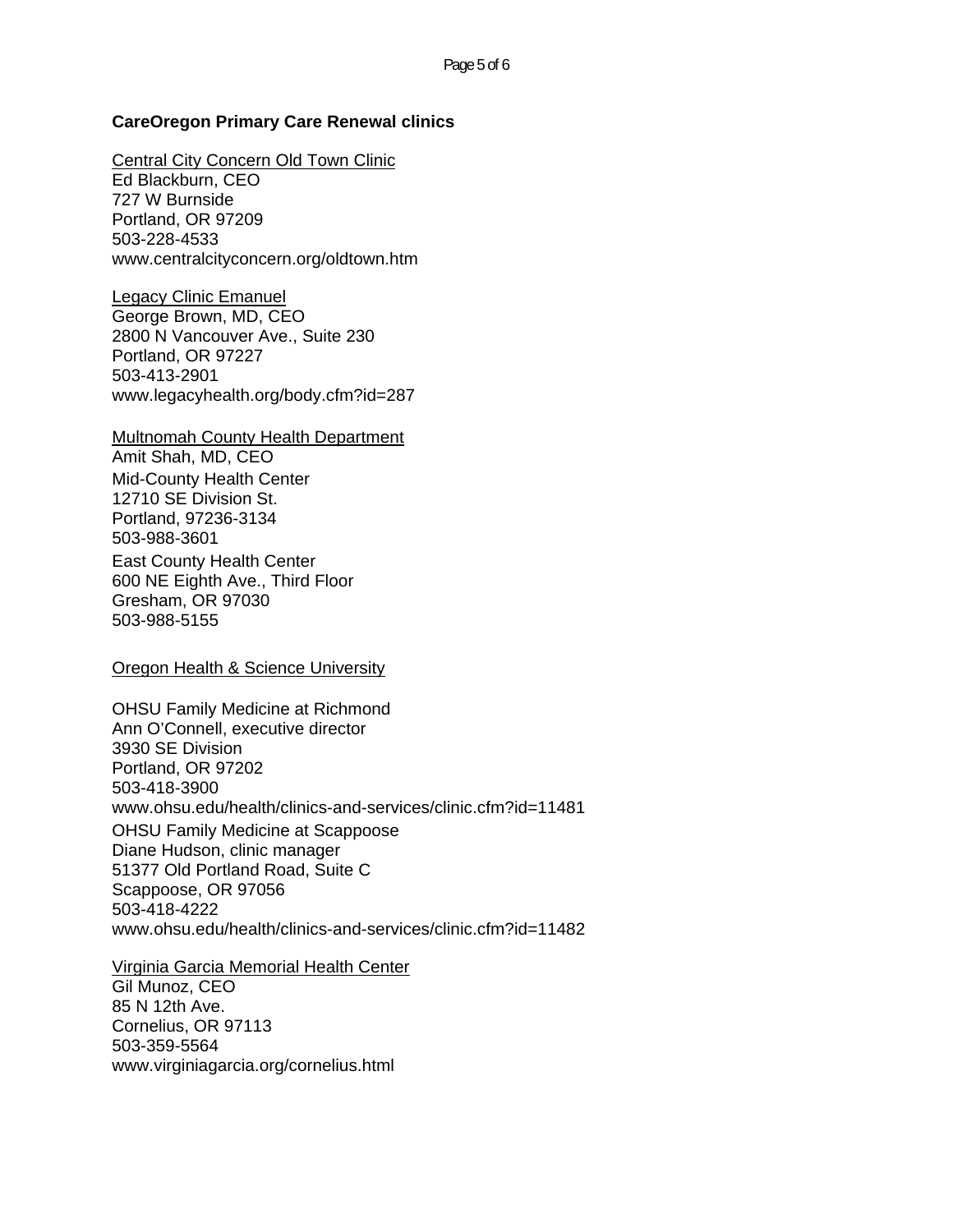**CareOregon Primary Care Renewal clinics**

Central City Concern Old Town Clinic
Ed Blackburn, CEO
727 W Burnside
Portland, OR 97209
503-228-4533
www.centralcityconcern.org/oldtown.htm

Legacy Clinic Emanuel
George Brown, MD, CEO
2800 N Vancouver Ave., Suite 230
Portland, OR 97227
503-413-2901
www.legacyhealth.org/body.cfm?id=287

Multnomah County Health Department
Amit Shah, MD, CEO
Mid-County Health Center
12710 SE Division St.
Portland, 97236-3134
503-988-3601
East County Health Center
600 NE Eighth Ave., Third Floor
Gresham, OR 97030
503-988-5155

Oregon Health & Science University

OHSU Family Medicine at Richmond
Ann O'Connell, executive director
3930 SE Division
Portland, OR 97202
503-418-3900
www.ohsu.edu/health/clinics-and-services/clinic.cfm?id=11481
OHSU Family Medicine at Scappoose
Diane Hudson, clinic manager
51377 Old Portland Road, Suite C
Scappoose, OR 97056
503-418-4222
www.ohsu.edu/health/clinics-and-services/clinic.cfm?id=11482

Virginia Garcia Memorial Health Center
Gil Munoz, CEO
85 N 12th Ave.
Cornelius, OR 97113
503-359-5564
www.virginiagarcia.org/cornelius.html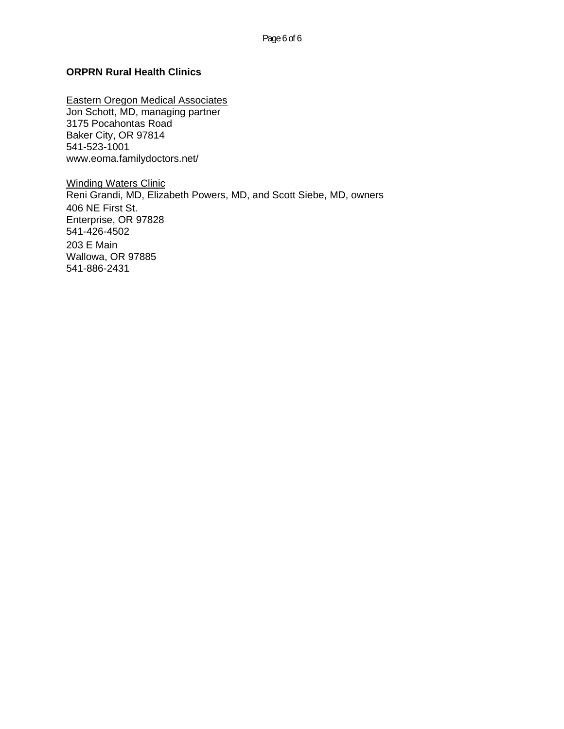**ORPRN Rural Health Clinics**

Eastern Oregon Medical Associates
Jon Schott, MD, managing partner
3175 Pocahontas Road
Baker City, OR 97814
541-523-1001
www.eoma.familydoctors.net/

Winding Waters Clinic
Reni Grandi, MD, Elizabeth Powers, MD, and Scott Siebe, MD, owners
406 NE First St.
Enterprise, OR 97828
541-426-4502
203 E Main
Wallowa, OR 97885
541-886-2431